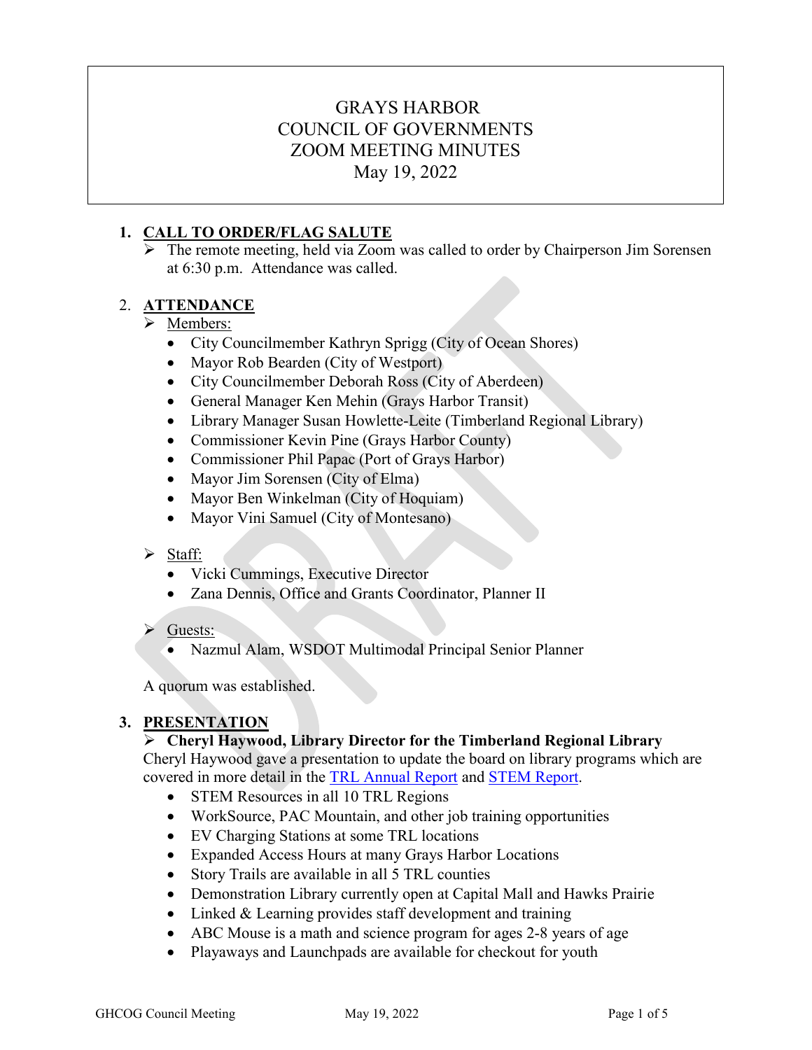# GRAYS HARBOR
# COUNCIL OF GOVERNMENTS
# ZOOM MEETING MINUTES
# May 19, 2022

1. **CALL TO ORDER/FLAG SALUTE**
   - The remote meeting, held via Zoom was called to order by Chairperson Jim Sorensen at 6:30 p.m. Attendance was called.

2. **ATTENDANCE**
   - Members:
     - City Councilmember Kathryn Sprigg (City of Ocean Shores)
     - Mayor Rob Bearden (City of Westport)
     - City Councilmember Deborah Ross (City of Aberdeen)
     - General Manager Ken Mehin (Grays Harbor Transit)
     - Library Manager Susan Howlette-Leite (Timberland Regional Library)
     - Commissioner Kevin Pine (Grays Harbor County)
     - Commissioner Phil Papac (Port of Grays Harbor)
     - Mayor Jim Sorensen (City of Elma)
     - Mayor Ben Winkelman (City of Hoquiam)
     - Mayor Vini Samuel (City of Montesano)
   - Staff:
     - Vicki Cummings, Executive Director
     - Zana Dennis, Office and Grants Coordinator, Planner II
   - Guests:
     - Nazmul Alam, WSDOT Multimodal Principal Senior Planner

   A quorum was established.

3. **PRESENTATION**
   - **Cheryl Haywood, Library Director for the Timberland Regional Library**

   Cheryl Haywood gave a presentation to update the board on library programs which are covered in more detail in the TRL Annual Report and STEM Report.
     - STEM Resources in all 10 TRL Regions
     - WorkSource, PAC Mountain, and other job training opportunities
     - EV Charging Stations at some TRL locations
     - Expanded Access Hours at many Grays Harbor Locations
     - Story Trails are available in all 5 TRL counties
     - Demonstration Library currently open at Capital Mall and Hawks Prairie
     - Linked & Learning provides staff development and training
     - ABC Mouse is a math and science program for ages 2-8 years of age
     - Playaways and Launchpads are available for checkout for youth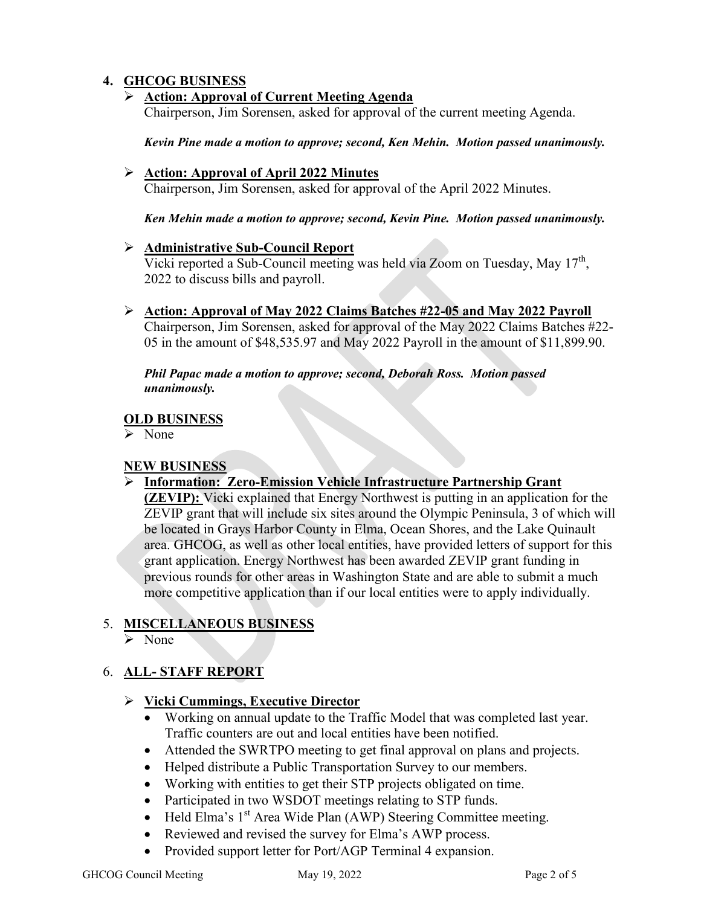## 4. GHCOG BUSINESS

- **Action: Approval of Current Meeting Agenda**
  Chairperson, Jim Sorensen, asked for approval of the current meeting Agenda.

  ***Kevin Pine made a motion to approve; second, Ken Mehin. Motion passed unanimously.***

- **Action: Approval of April 2022 Minutes**
  Chairperson, Jim Sorensen, asked for approval of the April 2022 Minutes.

  ***Ken Mehin made a motion to approve; second, Kevin Pine. Motion passed unanimously.***

- **Administrative Sub-Council Report**
  Vicki reported a Sub-Council meeting was held via Zoom on Tuesday, May 17th, 2022 to discuss bills and payroll.

- **Action: Approval of May 2022 Claims Batches #22-05 and May 2022 Payroll**
  Chairperson, Jim Sorensen, asked for approval of the May 2022 Claims Batches #22-05 in the amount of $48,535.97 and May 2022 Payroll in the amount of $11,899.90.

  ***Phil Papac made a motion to approve; second, Deborah Ross. Motion passed unanimously.***

### OLD BUSINESS

- None

### NEW BUSINESS

- **Information: Zero-Emission Vehicle Infrastructure Partnership Grant (ZEVIP):** Vicki explained that Energy Northwest is putting in an application for the ZEVIP grant that will include six sites around the Olympic Peninsula, 3 of which will be located in Grays Harbor County in Elma, Ocean Shores, and the Lake Quinault area. GHCOG, as well as other local entities, have provided letters of support for this grant application. Energy Northwest has been awarded ZEVIP grant funding in previous rounds for other areas in Washington State and are able to submit a much more competitive application than if our local entities were to apply individually.

## 5. MISCELLANEOUS BUSINESS

- None

## 6. ALL- STAFF REPORT

- **Vicki Cummings, Executive Director**
  - Working on annual update to the Traffic Model that was completed last year. Traffic counters are out and local entities have been notified.
  - Attended the SWRTPO meeting to get final approval on plans and projects.
  - Helped distribute a Public Transportation Survey to our members.
  - Working with entities to get their STP projects obligated on time.
  - Participated in two WSDOT meetings relating to STP funds.
  - Held Elma's 1st Area Wide Plan (AWP) Steering Committee meeting.
  - Reviewed and revised the survey for Elma's AWP process.
  - Provided support letter for Port/AGP Terminal 4 expansion.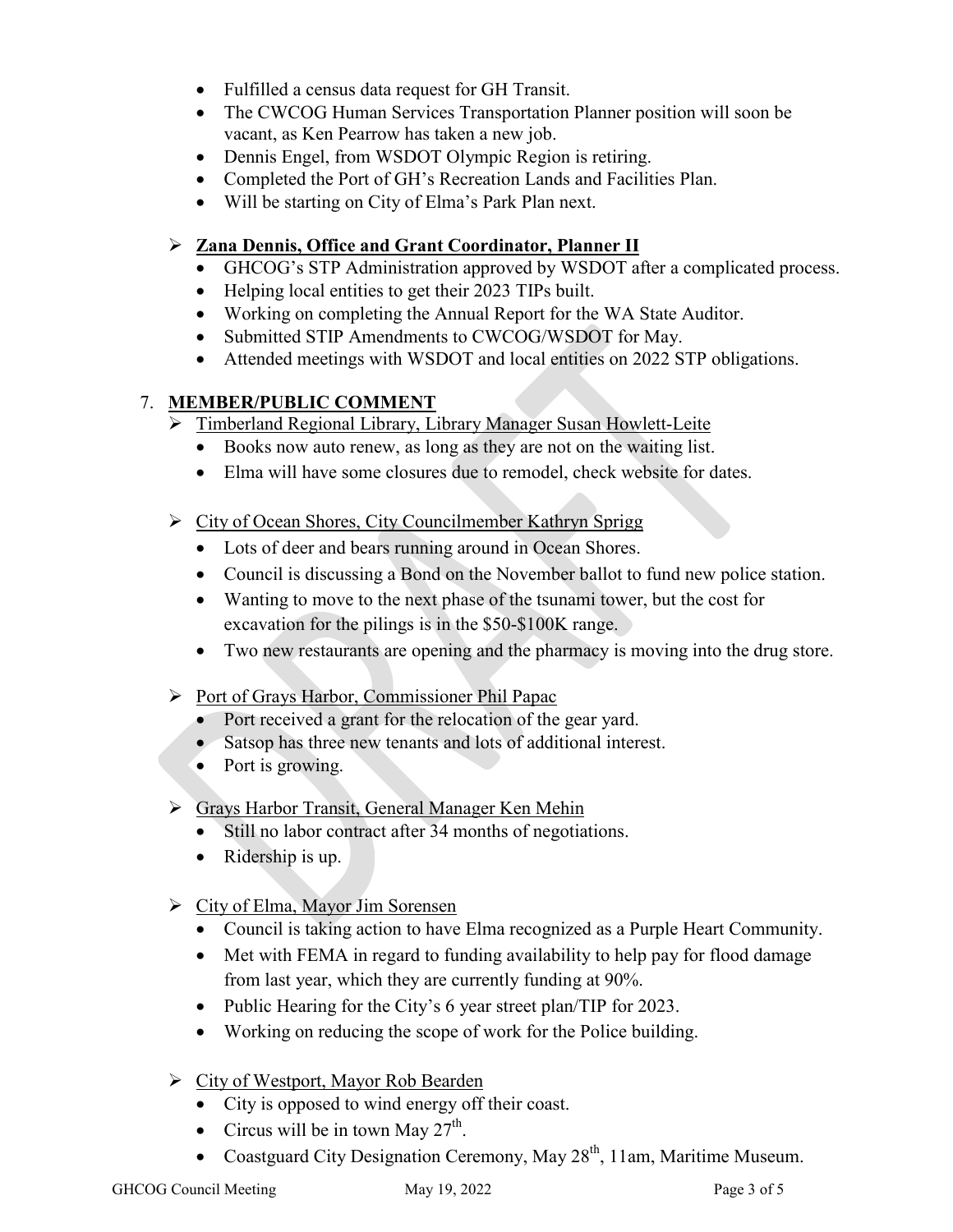- Fulfilled a census data request for GH Transit.
- The CWCOG Human Services Transportation Planner position will soon be vacant, as Ken Pearrow has taken a new job.
- Dennis Engel, from WSDOT Olympic Region is retiring.
- Completed the Port of GH's Recreation Lands and Facilities Plan.
- Will be starting on City of Elma's Park Plan next.

➢ **Zana Dennis, Office and Grant Coordinator, Planner II**
- GHCOG's STP Administration approved by WSDOT after a complicated process.
- Helping local entities to get their 2023 TIPs built.
- Working on completing the Annual Report for the WA State Auditor.
- Submitted STIP Amendments to CWCOG/WSDOT for May.
- Attended meetings with WSDOT and local entities on 2022 STP obligations.

7. **MEMBER/PUBLIC COMMENT**

➢ Timberland Regional Library, Library Manager Susan Howlett-Leite
- Books now auto renew, as long as they are not on the waiting list.
- Elma will have some closures due to remodel, check website for dates.

➢ City of Ocean Shores, City Councilmember Kathryn Sprigg
- Lots of deer and bears running around in Ocean Shores.
- Council is discussing a Bond on the November ballot to fund new police station.
- Wanting to move to the next phase of the tsunami tower, but the cost for excavation for the pilings is in the $50-$100K range.
- Two new restaurants are opening and the pharmacy is moving into the drug store.

➢ Port of Grays Harbor, Commissioner Phil Papac
- Port received a grant for the relocation of the gear yard.
- Satsop has three new tenants and lots of additional interest.
- Port is growing.

➢ Grays Harbor Transit, General Manager Ken Mehin
- Still no labor contract after 34 months of negotiations.
- Ridership is up.

➢ City of Elma, Mayor Jim Sorensen
- Council is taking action to have Elma recognized as a Purple Heart Community.
- Met with FEMA in regard to funding availability to help pay for flood damage from last year, which they are currently funding at 90%.
- Public Hearing for the City's 6 year street plan/TIP for 2023.
- Working on reducing the scope of work for the Police building.

➢ City of Westport, Mayor Rob Bearden
- City is opposed to wind energy off their coast.
- Circus will be in town May 27th.
- Coastguard City Designation Ceremony, May 28th, 11am, Maritime Museum.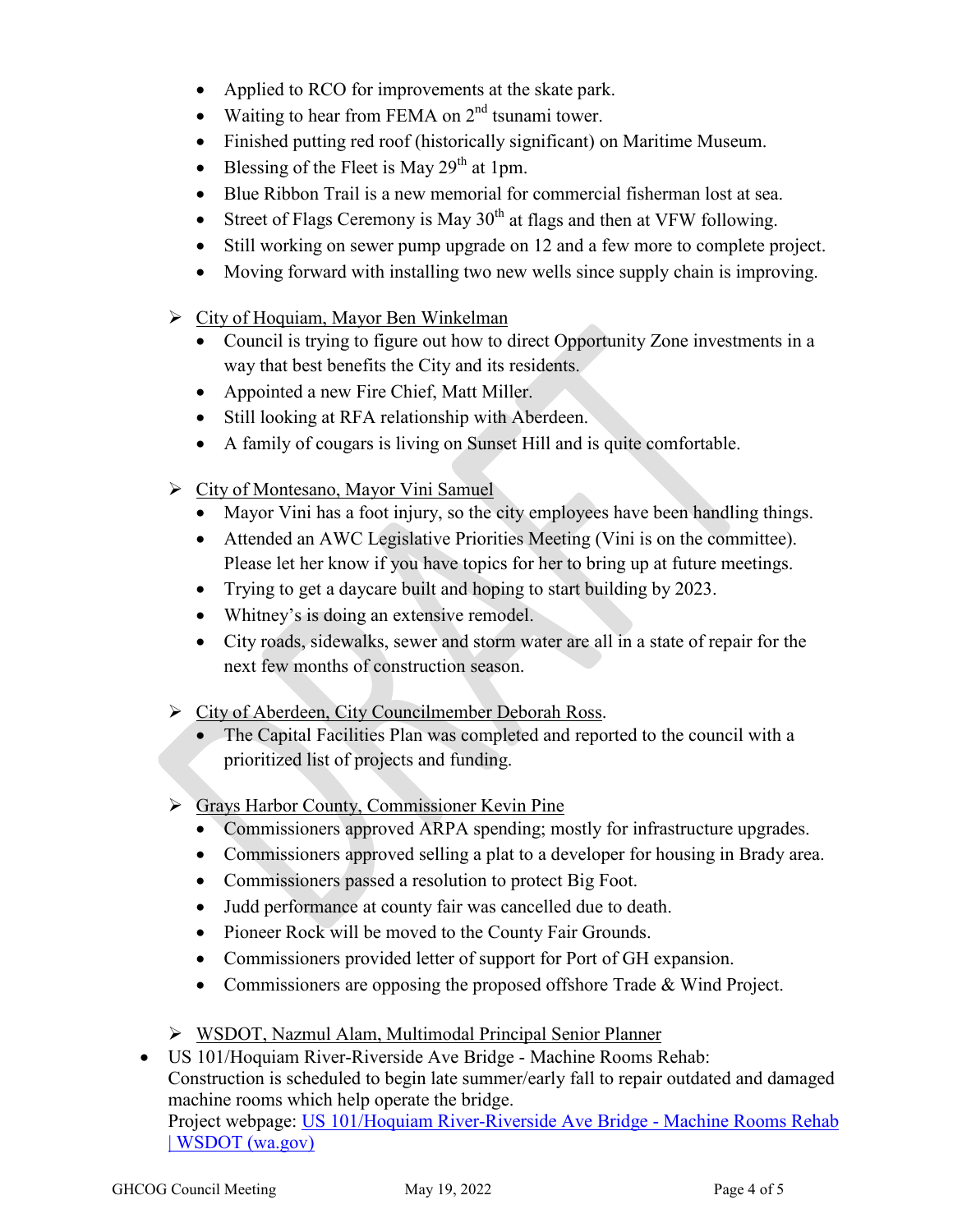- Applied to RCO for improvements at the skate park.
- Waiting to hear from FEMA on 2nd tsunami tower.
- Finished putting red roof (historically significant) on Maritime Museum.
- Blessing of the Fleet is May 29th at 1pm.
- Blue Ribbon Trail is a new memorial for commercial fisherman lost at sea.
- Street of Flags Ceremony is May 30th at flags and then at VFW following.
- Still working on sewer pump upgrade on 12 and a few more to complete project.
- Moving forward with installing two new wells since supply chain is improving.

➢ City of Hoquiam, Mayor Ben Winkelman
- Council is trying to figure out how to direct Opportunity Zone investments in a way that best benefits the City and its residents.
- Appointed a new Fire Chief, Matt Miller.
- Still looking at RFA relationship with Aberdeen.
- A family of cougars is living on Sunset Hill and is quite comfortable.

➢ City of Montesano, Mayor Vini Samuel
- Mayor Vini has a foot injury, so the city employees have been handling things.
- Attended an AWC Legislative Priorities Meeting (Vini is on the committee). Please let her know if you have topics for her to bring up at future meetings.
- Trying to get a daycare built and hoping to start building by 2023.
- Whitney's is doing an extensive remodel.
- City roads, sidewalks, sewer and storm water are all in a state of repair for the next few months of construction season.

➢ City of Aberdeen, City Councilmember Deborah Ross.
- The Capital Facilities Plan was completed and reported to the council with a prioritized list of projects and funding.

➢ Grays Harbor County, Commissioner Kevin Pine
- Commissioners approved ARPA spending; mostly for infrastructure upgrades.
- Commissioners approved selling a plat to a developer for housing in Brady area.
- Commissioners passed a resolution to protect Big Foot.
- Judd performance at county fair was cancelled due to death.
- Pioneer Rock will be moved to the County Fair Grounds.
- Commissioners provided letter of support for Port of GH expansion.
- Commissioners are opposing the proposed offshore Trade & Wind Project.

➢ WSDOT, Nazmul Alam, Multimodal Principal Senior Planner
- US 101/Hoquiam River-Riverside Ave Bridge - Machine Rooms Rehab:
  Construction is scheduled to begin late summer/early fall to repair outdated and damaged machine rooms which help operate the bridge.
  Project webpage: [US 101/Hoquiam River-Riverside Ave Bridge - Machine Rooms Rehab | WSDOT (wa.gov)]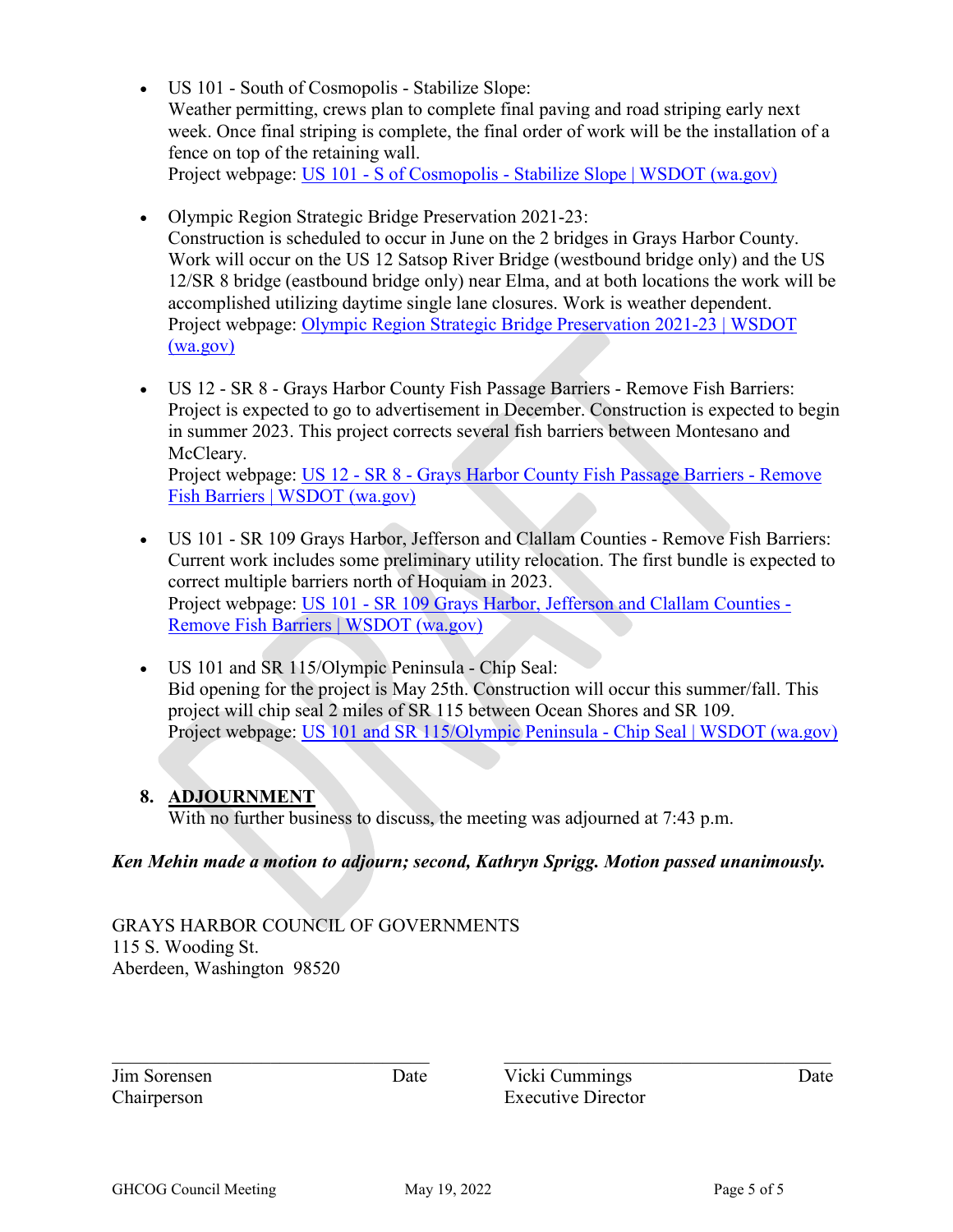- US 101 - South of Cosmopolis - Stabilize Slope:
  Weather permitting, crews plan to complete final paving and road striping early next week. Once final striping is complete, the final order of work will be the installation of a fence on top of the retaining wall.
  Project webpage: [US 101 - S of Cosmopolis - Stabilize Slope | WSDOT (wa.gov)]()

- Olympic Region Strategic Bridge Preservation 2021-23:
  Construction is scheduled to occur in June on the 2 bridges in Grays Harbor County. Work will occur on the US 12 Satsop River Bridge (westbound bridge only) and the US 12/SR 8 bridge (eastbound bridge only) near Elma, and at both locations the work will be accomplished utilizing daytime single lane closures. Work is weather dependent.
  Project webpage: [Olympic Region Strategic Bridge Preservation 2021-23 | WSDOT (wa.gov)]()

- US 12 - SR 8 - Grays Harbor County Fish Passage Barriers - Remove Fish Barriers:
  Project is expected to go to advertisement in December. Construction is expected to begin in summer 2023. This project corrects several fish barriers between Montesano and McCleary.
  Project webpage: [US 12 - SR 8 - Grays Harbor County Fish Passage Barriers - Remove Fish Barriers | WSDOT (wa.gov)]()

- US 101 - SR 109 Grays Harbor, Jefferson and Clallam Counties - Remove Fish Barriers:
  Current work includes some preliminary utility relocation. The first bundle is expected to correct multiple barriers north of Hoquiam in 2023.
  Project webpage: [US 101 - SR 109 Grays Harbor, Jefferson and Clallam Counties - Remove Fish Barriers | WSDOT (wa.gov)]()

- US 101 and SR 115/Olympic Peninsula - Chip Seal:
  Bid opening for the project is May 25th. Construction will occur this summer/fall. This project will chip seal 2 miles of SR 115 between Ocean Shores and SR 109.
  Project webpage: [US 101 and SR 115/Olympic Peninsula - Chip Seal | WSDOT (wa.gov)]()

## 8. ADJOURNMENT

With no further business to discuss, the meeting was adjourned at 7:43 p.m.

***Ken Mehin made a motion to adjourn; second, Kathryn Sprigg. Motion passed unanimously.***

GRAYS HARBOR COUNCIL OF GOVERNMENTS
115 S. Wooding St.
Aberdeen, Washington 98520

| | |
|---|---|
| ______________________________ | ______________________________ |
| Jim Sorensen &nbsp;&nbsp;&nbsp;&nbsp; Date | Vicki Cummings &nbsp;&nbsp;&nbsp;&nbsp; Date |
| Chairperson | Executive Director |